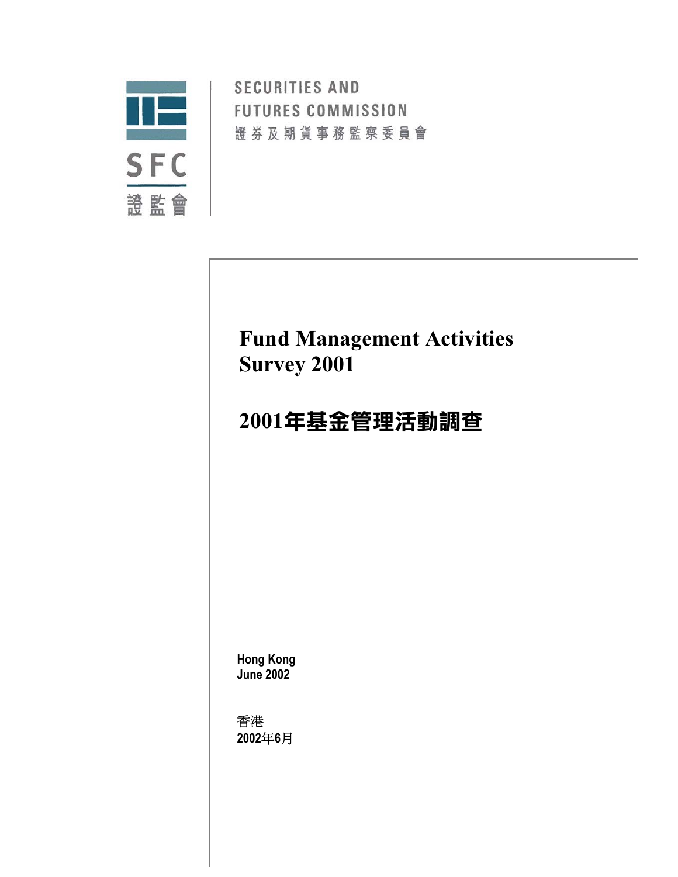SECURITIES AND FUTURES COMMISSION

證券及期貨事務監察委員會

SFC

證監會

# Fund Management Activities Survey 2001

# 2001年基金管理活動調查

**Hong Kong**
**June 2002**

香港
**2002**年**6**月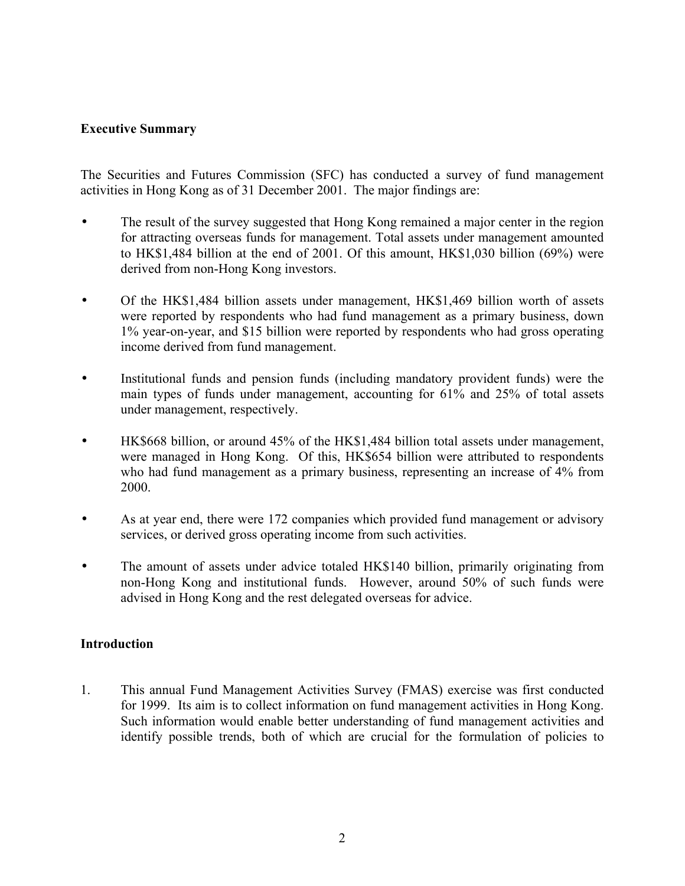## Executive Summary

The Securities and Futures Commission (SFC) has conducted a survey of fund management activities in Hong Kong as of 31 December 2001. The major findings are:

- The result of the survey suggested that Hong Kong remained a major center in the region for attracting overseas funds for management. Total assets under management amounted to HK$1,484 billion at the end of 2001. Of this amount, HK$1,030 billion (69%) were derived from non-Hong Kong investors.
- Of the HK$1,484 billion assets under management, HK$1,469 billion worth of assets were reported by respondents who had fund management as a primary business, down 1% year-on-year, and $15 billion were reported by respondents who had gross operating income derived from fund management.
- Institutional funds and pension funds (including mandatory provident funds) were the main types of funds under management, accounting for 61% and 25% of total assets under management, respectively.
- HK$668 billion, or around 45% of the HK$1,484 billion total assets under management, were managed in Hong Kong. Of this, HK$654 billion were attributed to respondents who had fund management as a primary business, representing an increase of 4% from 2000.
- As at year end, there were 172 companies which provided fund management or advisory services, or derived gross operating income from such activities.
- The amount of assets under advice totaled HK$140 billion, primarily originating from non-Hong Kong and institutional funds. However, around 50% of such funds were advised in Hong Kong and the rest delegated overseas for advice.

## Introduction

1. This annual Fund Management Activities Survey (FMAS) exercise was first conducted for 1999. Its aim is to collect information on fund management activities in Hong Kong. Such information would enable better understanding of fund management activities and identify possible trends, both of which are crucial for the formulation of policies to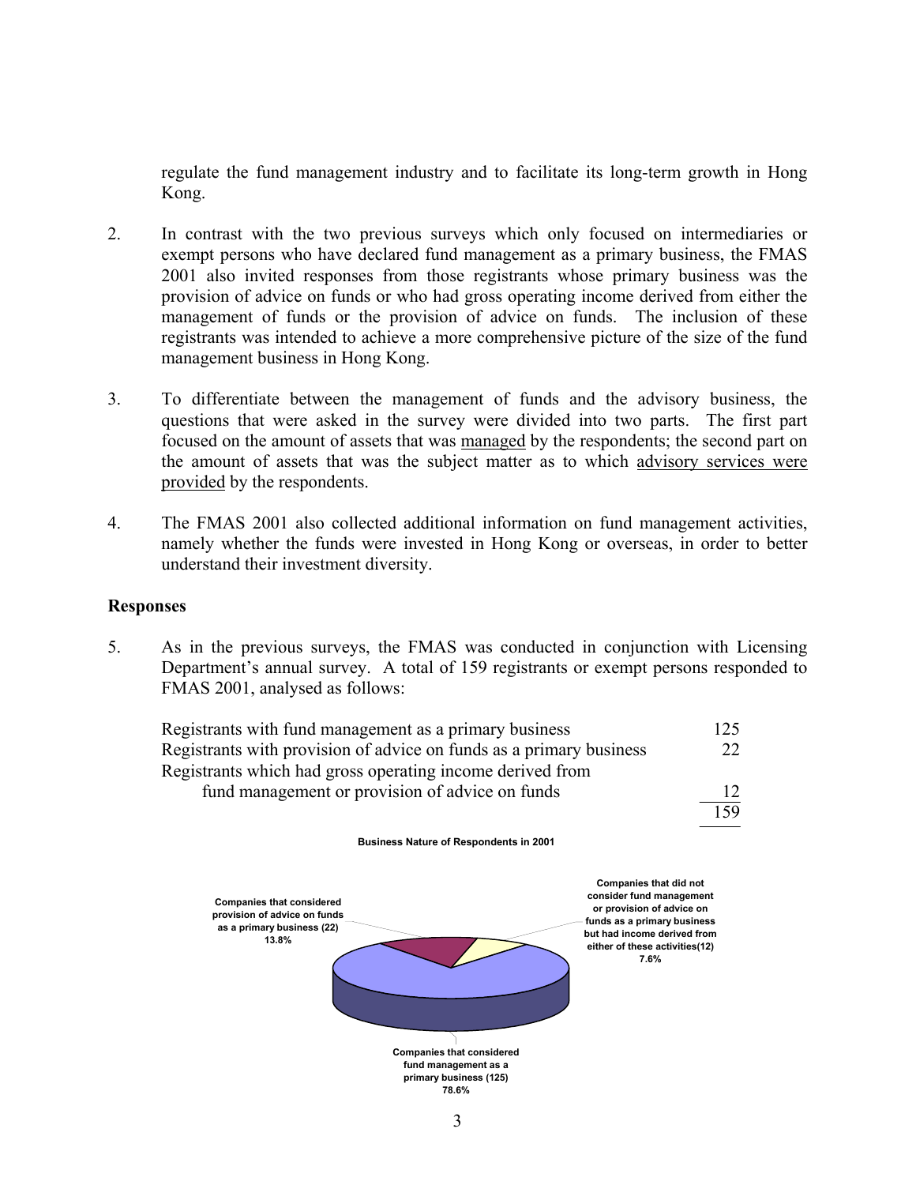regulate the fund management industry and to facilitate its long-term growth in Hong Kong.

2. In contrast with the two previous surveys which only focused on intermediaries or exempt persons who have declared fund management as a primary business, the FMAS 2001 also invited responses from those registrants whose primary business was the provision of advice on funds or who had gross operating income derived from either the management of funds or the provision of advice on funds. The inclusion of these registrants was intended to achieve a more comprehensive picture of the size of the fund management business in Hong Kong.

3. To differentiate between the management of funds and the advisory business, the questions that were asked in the survey were divided into two parts. The first part focused on the amount of assets that was managed by the respondents; the second part on the amount of assets that was the subject matter as to which advisory services were provided by the respondents.

4. The FMAS 2001 also collected additional information on fund management activities, namely whether the funds were invested in Hong Kong or overseas, in order to better understand their investment diversity.

## Responses

5. As in the previous surveys, the FMAS was conducted in conjunction with Licensing Department's annual survey. A total of 159 registrants or exempt persons responded to FMAS 2001, analysed as follows:

| | |
|---|---|
| Registrants with fund management as a primary business | 125 |
| Registrants with provision of advice on funds as a primary business | 22 |
| Registrants which had gross operating income derived from fund management or provision of advice on funds | 12 |
| | 159 |

**Business Nature of Respondents in 2001**

- Companies that considered fund management as a primary business (125) 78.6%
- Companies that considered provision of advice on funds as a primary business (22) 13.8%
- Companies that did not consider fund management or provision of advice on funds as a primary business but had income derived from either of these activities(12) 7.6%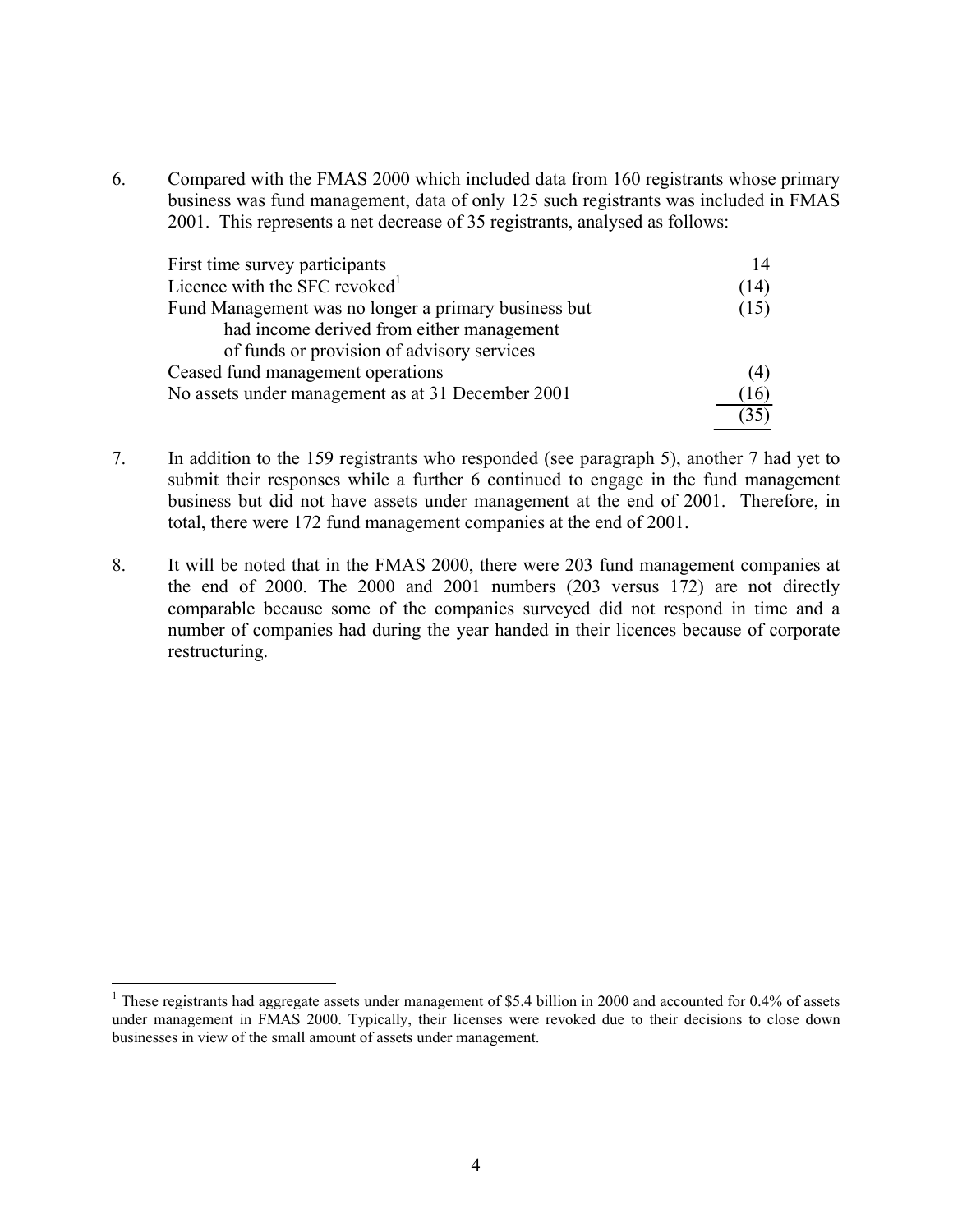6. Compared with the FMAS 2000 which included data from 160 registrants whose primary business was fund management, data of only 125 such registrants was included in FMAS 2001. This represents a net decrease of 35 registrants, analysed as follows:

| | |
|---|---|
| First time survey participants | 14 |
| Licence with the SFC revoked[1] | (14) |
| Fund Management was no longer a primary business but had income derived from either management of funds or provision of advisory services | (15) |
| Ceased fund management operations | (4) |
| No assets under management as at 31 December 2001 | (16) |
| | (35) |

7. In addition to the 159 registrants who responded (see paragraph 5), another 7 had yet to submit their responses while a further 6 continued to engage in the fund management business but did not have assets under management at the end of 2001. Therefore, in total, there were 172 fund management companies at the end of 2001.

8. It will be noted that in the FMAS 2000, there were 203 fund management companies at the end of 2000. The 2000 and 2001 numbers (203 versus 172) are not directly comparable because some of the companies surveyed did not respond in time and a number of companies had during the year handed in their licences because of corporate restructuring.

[1] These registrants had aggregate assets under management of $5.4 billion in 2000 and accounted for 0.4% of assets under management in FMAS 2000. Typically, their licenses were revoked due to their decisions to close down businesses in view of the small amount of assets under management.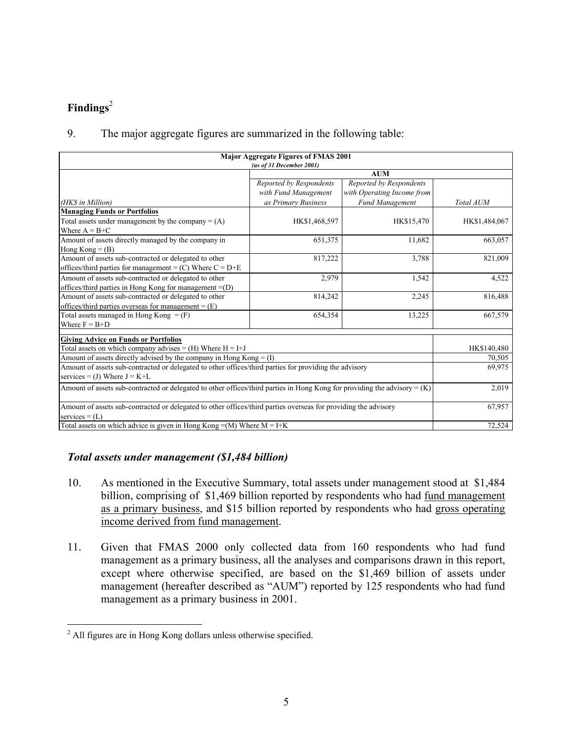## Findings[2]

9. The major aggregate figures are summarized in the following table:

| Major Aggregate Figures of FMAS 2001 *(as of 31 December 2001)* | | | |
|---|---|---|---|
| | AUM | | |
| *(HK$ in Million)* | *Reported by Respondents with Fund Management as Primary Business* | *Reported by Respondents with Operating Income from Fund Management* | *Total AUM* |
| **Managing Funds or Portfolios** | | | |
| Total assets under management by the company = (A) Where A = B+C | HK$1,468,597 | HK$15,470 | HK$1,484,067 |
| Amount of assets directly managed by the company in Hong Kong = (B) | 651,375 | 11,682 | 663,057 |
| Amount of assets sub-contracted or delegated to other offices/third parties for management = (C) Where C = D+E | 817,222 | 3,788 | 821,009 |
| Amount of assets sub-contracted or delegated to other offices/third parties in Hong Kong for management =(D) | 2,979 | 1,542 | 4,522 |
| Amount of assets sub-contracted or delegated to other offices/third parties overseas for management = (E) | 814,242 | 2,245 | 816,488 |
| Total assets managed in Hong Kong = (F) Where F = B+D | 654,354 | 13,225 | 667,579 |
| **Giving Advice on Funds or Portfolios** | | | |
| Total assets on which company advises = (H) Where H = I+J | | | HK$140,480 |
| Amount of assets directly advised by the company in Hong Kong = (I) | | | 70,505 |
| Amount of assets sub-contracted or delegated to other offices/third parties for providing the advisory services = (J) Where J = K+L | | | 69,975 |
| Amount of assets sub-contracted or delegated to other offices/third parties in Hong Kong for providing the advisory = (K) | | | 2,019 |
| Amount of assets sub-contracted or delegated to other offices/third parties overseas for providing the advisory services = (L) | | | 67,957 |
| Total assets on which advice is given in Hong Kong =(M) Where M = I+K | | | 72,524 |

### *Total assets under management ($1,484 billion)*

10. As mentioned in the Executive Summary, total assets under management stood at $1,484 billion, comprising of $1,469 billion reported by respondents who had fund management as a primary business, and $15 billion reported by respondents who had gross operating income derived from fund management.

11. Given that FMAS 2000 only collected data from 160 respondents who had fund management as a primary business, all the analyses and comparisons drawn in this report, except where otherwise specified, are based on the $1,469 billion of assets under management (hereafter described as "AUM") reported by 125 respondents who had fund management as a primary business in 2001.

[2] All figures are in Hong Kong dollars unless otherwise specified.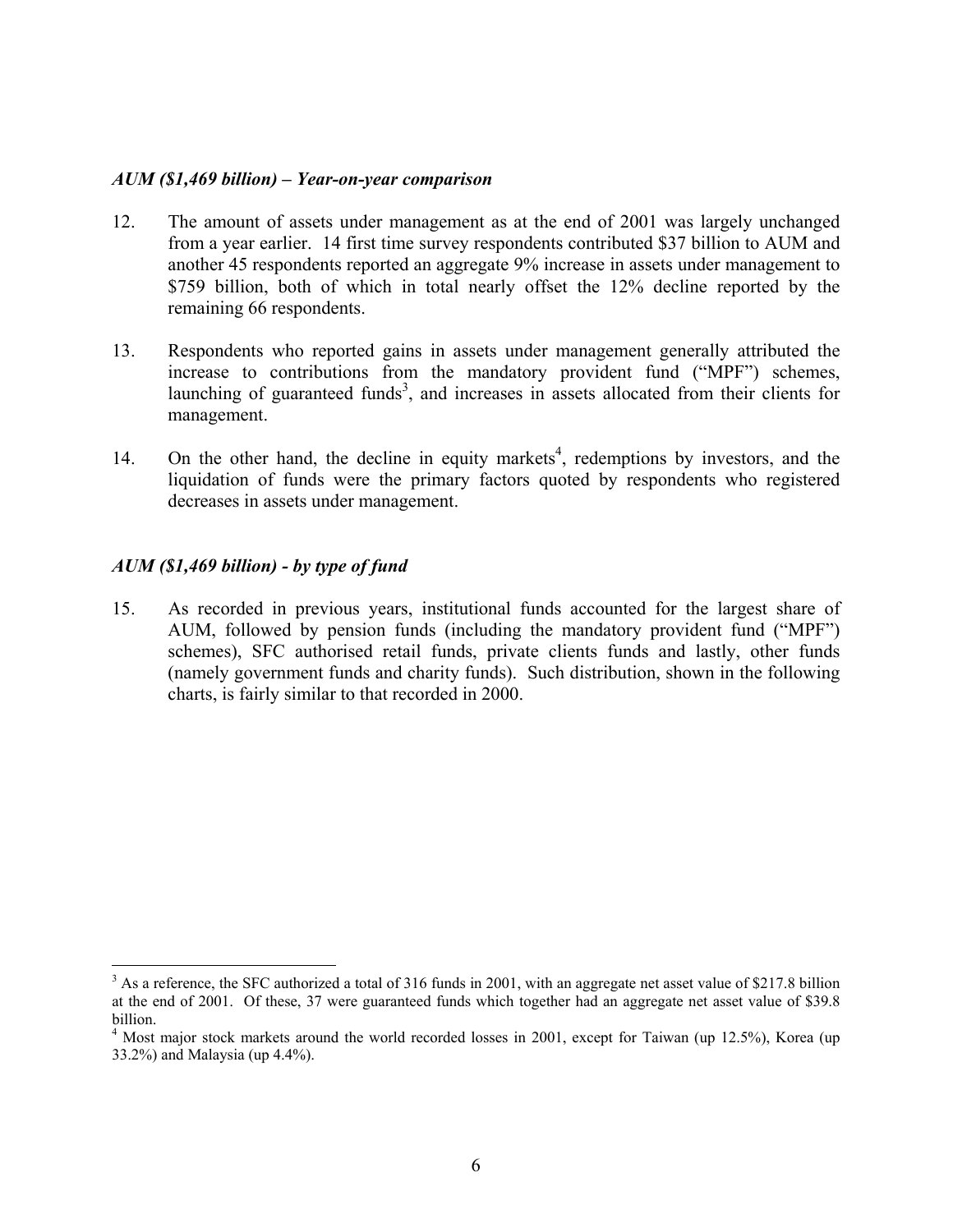*AUM ($1,469 billion) – Year-on-year comparison*

12. The amount of assets under management as at the end of 2001 was largely unchanged from a year earlier. 14 first time survey respondents contributed $37 billion to AUM and another 45 respondents reported an aggregate 9% increase in assets under management to $759 billion, both of which in total nearly offset the 12% decline reported by the remaining 66 respondents.

13. Respondents who reported gains in assets under management generally attributed the increase to contributions from the mandatory provident fund ("MPF") schemes, launching of guaranteed funds[3], and increases in assets allocated from their clients for management.

14. On the other hand, the decline in equity markets[4], redemptions by investors, and the liquidation of funds were the primary factors quoted by respondents who registered decreases in assets under management.

*AUM ($1,469 billion) - by type of fund*

15. As recorded in previous years, institutional funds accounted for the largest share of AUM, followed by pension funds (including the mandatory provident fund ("MPF") schemes), SFC authorised retail funds, private clients funds and lastly, other funds (namely government funds and charity funds). Such distribution, shown in the following charts, is fairly similar to that recorded in 2000.

---

[3] As a reference, the SFC authorized a total of 316 funds in 2001, with an aggregate net asset value of $217.8 billion at the end of 2001. Of these, 37 were guaranteed funds which together had an aggregate net asset value of $39.8 billion.

[4] Most major stock markets around the world recorded losses in 2001, except for Taiwan (up 12.5%), Korea (up 33.2%) and Malaysia (up 4.4%).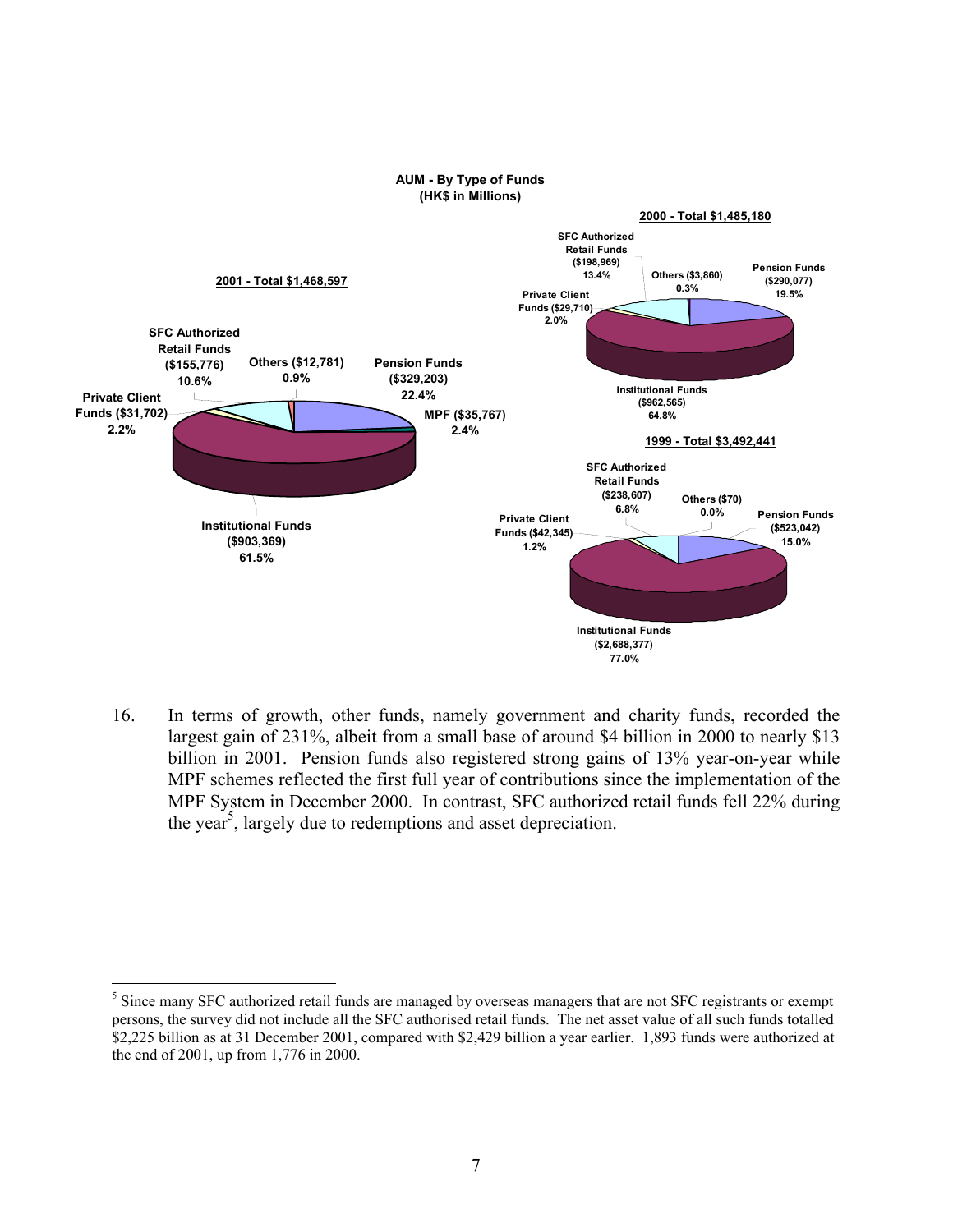**AUM - By Type of Funds**
**(HK$ in Millions)**

**2001 - Total $1,468,597**

- Pension Funds ($329,203) 22.4%
- MPF ($35,767) 2.4%
- Institutional Funds ($903,369) 61.5%
- Private Client Funds ($31,702) 2.2%
- SFC Authorized Retail Funds ($155,776) 10.6%
- Others ($12,781) 0.9%

**2000 - Total $1,485,180**

- Pension Funds ($290,077) 19.5%
- Institutional Funds ($962,565) 64.8%
- Private Client Funds ($29,710) 2.0%
- SFC Authorized Retail Funds ($198,969) 13.4%
- Others ($3,860) 0.3%

**1999 - Total $3,492,441**

- Pension Funds ($523,042) 15.0%
- Institutional Funds ($2,688,377) 77.0%
- Private Client Funds ($42,345) 1.2%
- SFC Authorized Retail Funds ($238,607) 6.8%
- Others ($70) 0.0%

16. In terms of growth, other funds, namely government and charity funds, recorded the largest gain of 231%, albeit from a small base of around $4 billion in 2000 to nearly $13 billion in 2001. Pension funds also registered strong gains of 13% year-on-year while MPF schemes reflected the first full year of contributions since the implementation of the MPF System in December 2000. In contrast, SFC authorized retail funds fell 22% during the year[5], largely due to redemptions and asset depreciation.

---

[5] Since many SFC authorized retail funds are managed by overseas managers that are not SFC registrants or exempt persons, the survey did not include all the SFC authorised retail funds. The net asset value of all such funds totalled $2,225 billion as at 31 December 2001, compared with $2,429 billion a year earlier. 1,893 funds were authorized at the end of 2001, up from 1,776 in 2000.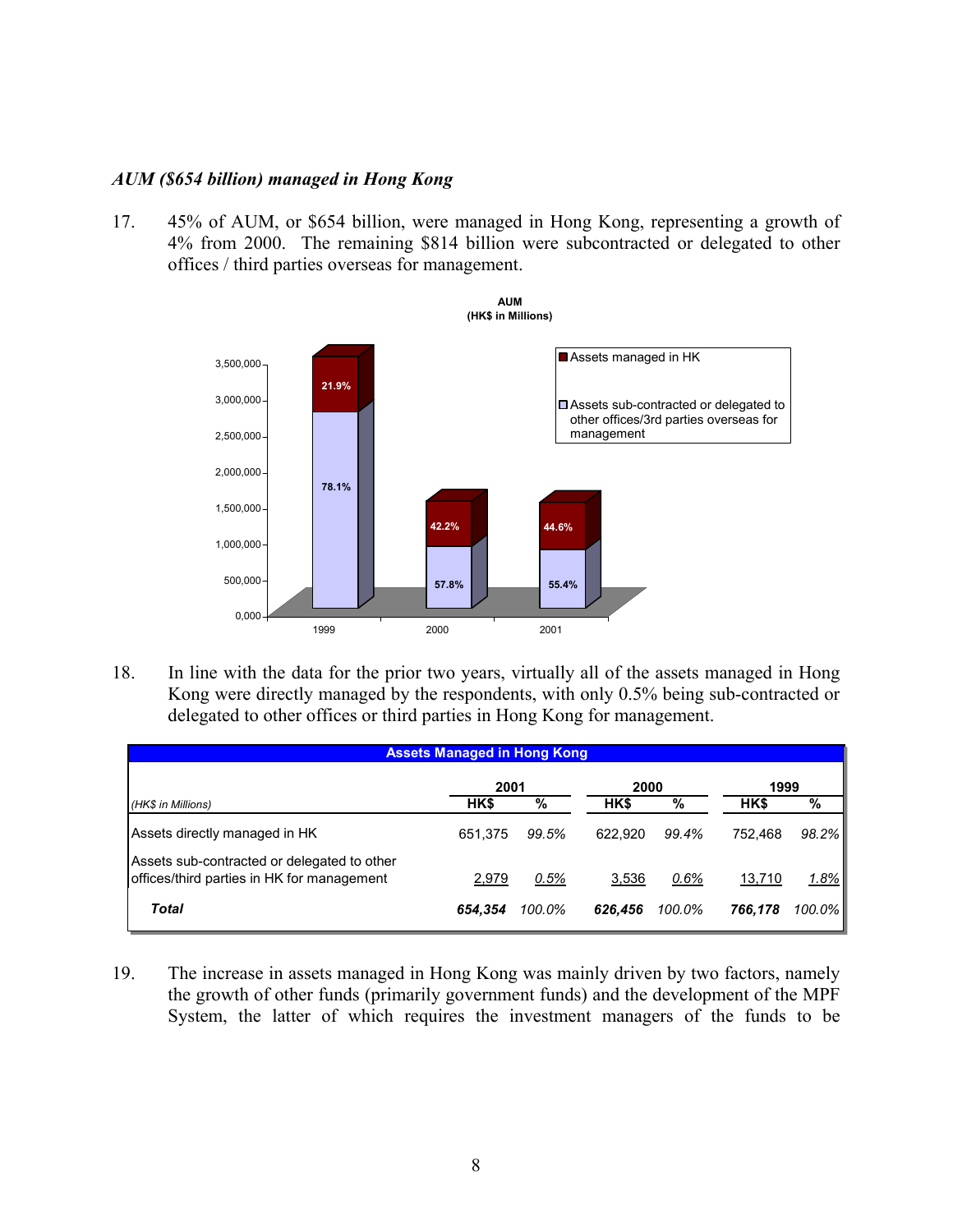*AUM ($654 billion) managed in Hong Kong*

17. 45% of AUM, or $654 billion, were managed in Hong Kong, representing a growth of 4% from 2000. The remaining $814 billion were subcontracted or delegated to other offices / third parties overseas for management.

**AUM**
**(HK$ in Millions)**

| | 1999 | 2000 | 2001 |
|---|---|---|---|
| Assets managed in HK | 21.9% | 42.2% | 44.6% |
| Assets sub-contracted or delegated to other offices/3rd parties overseas for management | 78.1% | 57.8% | 55.4% |

18. In line with the data for the prior two years, virtually all of the assets managed in Hong Kong were directly managed by the respondents, with only 0.5% being sub-contracted or delegated to other offices or third parties in Hong Kong for management.

**Assets Managed in Hong Kong**

| *(HK$ in Millions)* | 2001 HK$ | 2001 % | 2000 HK$ | 2000 % | 1999 HK$ | 1999 % |
|---|---|---|---|---|---|---|
| Assets directly managed in HK | 651,375 | *99.5%* | 622,920 | *99.4%* | 752,468 | *98.2%* |
| Assets sub-contracted or delegated to other offices/third parties in HK for management | 2,979 | *0.5%* | 3,536 | *0.6%* | 13,710 | *1.8%* |
| ***Total*** | ***654,354*** | *100.0%* | ***626,456*** | *100.0%* | ***766,178*** | *100.0%* |

19. The increase in assets managed in Hong Kong was mainly driven by two factors, namely the growth of other funds (primarily government funds) and the development of the MPF System, the latter of which requires the investment managers of the funds to be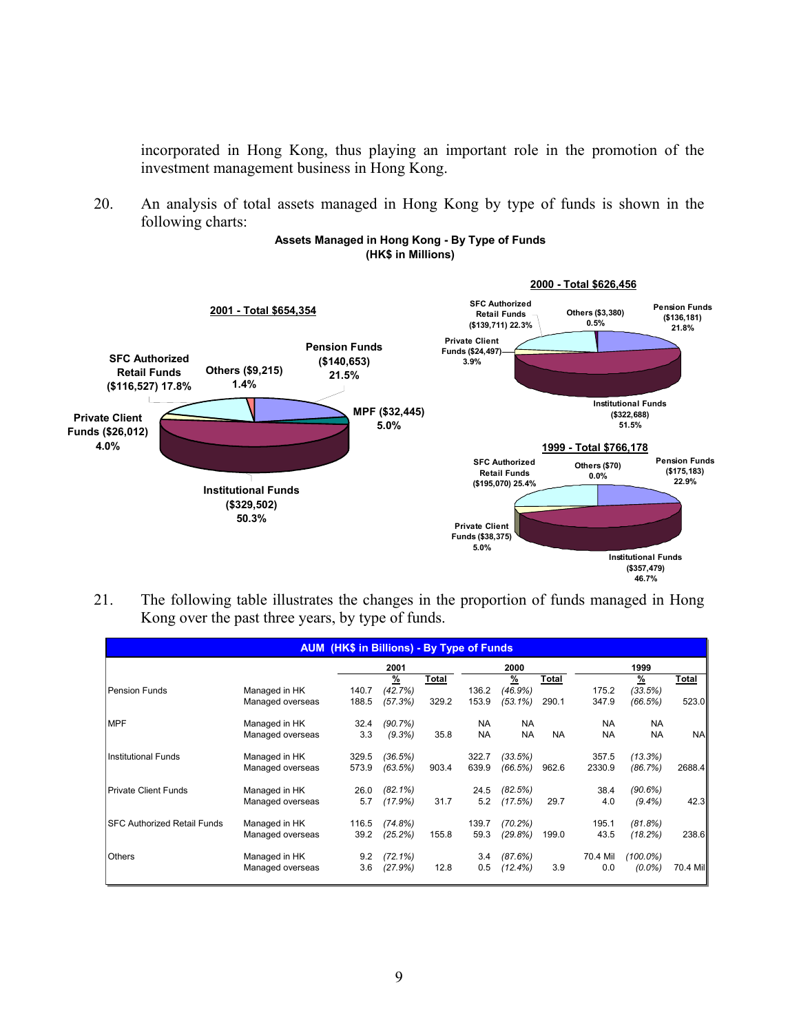incorporated in Hong Kong, thus playing an important role in the promotion of the investment management business in Hong Kong.

20. An analysis of total assets managed in Hong Kong by type of funds is shown in the following charts:

**Assets Managed in Hong Kong - By Type of Funds**
**(HK$ in Millions)**

**2001 - Total $654,354**

- Pension Funds ($140,653) 21.5%
- MPF ($32,445) 5.0%
- Institutional Funds ($329,502) 50.3%
- Private Client Funds ($26,012) 4.0%
- SFC Authorized Retail Funds ($116,527) 17.8%
- Others ($9,215) 1.4%

**2000 - Total $626,456**

- Pension Funds ($136,181) 21.8%
- Institutional Funds ($322,688) 51.5%
- Private Client Funds ($24,497) 3.9%
- SFC Authorized Retail Funds ($139,711) 22.3%
- Others ($3,380) 0.5%

**1999 - Total $766,178**

- Pension Funds ($175,183) 22.9%
- Institutional Funds ($357,479) 46.7%
- Private Client Funds ($38,375) 5.0%
- SFC Authorized Retail Funds ($195,070) 25.4%
- Others ($70) 0.0%

21. The following table illustrates the changes in the proportion of funds managed in Hong Kong over the past three years, by type of funds.

**AUM (HK$ in Billions) - By Type of Funds**

| | | 2001 | | | 2000 | | | 1999 | | |
|---|---|---|---|---|---|---|---|---|---|---|
| | | | % | Total | | % | Total | | % | Total |
| Pension Funds | Managed in HK | 140.7 | (42.7%) | | 136.2 | (46.9%) | | 175.2 | (33.5%) | |
| | Managed overseas | 188.5 | (57.3%) | 329.2 | 153.9 | (53.1%) | 290.1 | 347.9 | (66.5%) | 523.0 |
| MPF | Managed in HK | 32.4 | (90.7%) | | NA | NA | | NA | NA | |
| | Managed overseas | 3.3 | (9.3%) | 35.8 | NA | NA | NA | NA | NA | NA |
| Institutional Funds | Managed in HK | 329.5 | (36.5%) | | 322.7 | (33.5%) | | 357.5 | (13.3%) | |
| | Managed overseas | 573.9 | (63.5%) | 903.4 | 639.9 | (66.5%) | 962.6 | 2330.9 | (86.7%) | 2688.4 |
| Private Client Funds | Managed in HK | 26.0 | (82.1%) | | 24.5 | (82.5%) | | 38.4 | (90.6%) | |
| | Managed overseas | 5.7 | (17.9%) | 31.7 | 5.2 | (17.5%) | 29.7 | 4.0 | (9.4%) | 42.3 |
| SFC Authorized Retail Funds | Managed in HK | 116.5 | (74.8%) | | 139.7 | (70.2%) | | 195.1 | (81.8%) | |
| | Managed overseas | 39.2 | (25.2%) | 155.8 | 59.3 | (29.8%) | 199.0 | 43.5 | (18.2%) | 238.6 |
| Others | Managed in HK | 9.2 | (72.1%) | | 3.4 | (87.6%) | | 70.4 Mil | (100.0%) | |
| | Managed overseas | 3.6 | (27.9%) | 12.8 | 0.5 | (12.4%) | 3.9 | 0.0 | (0.0%) | 70.4 Mil |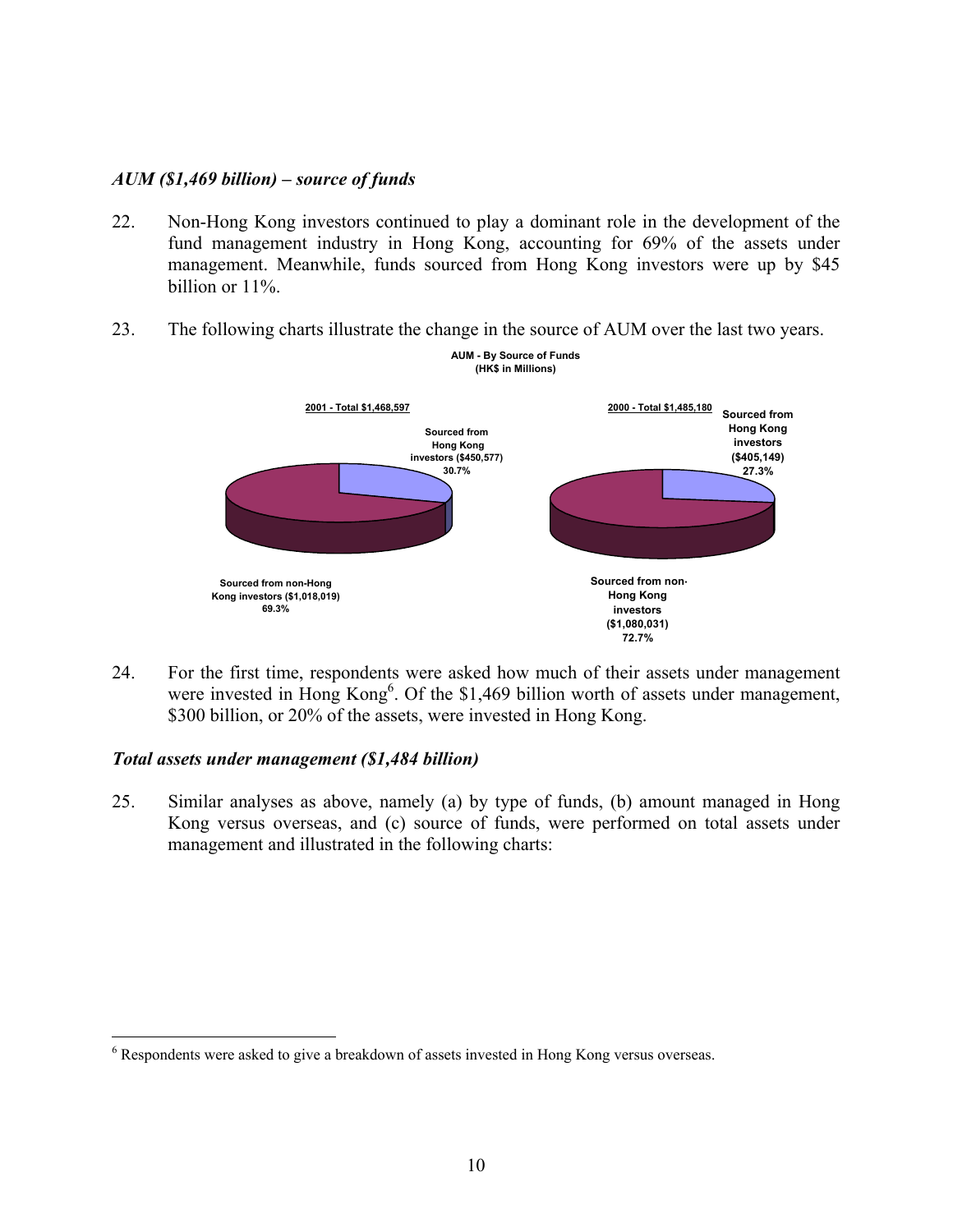*AUM ($1,469 billion) – source of funds*

22. Non-Hong Kong investors continued to play a dominant role in the development of the fund management industry in Hong Kong, accounting for 69% of the assets under management. Meanwhile, funds sourced from Hong Kong investors were up by $45 billion or 11%.

23. The following charts illustrate the change in the source of AUM over the last two years.

**AUM - By Source of Funds**
**(HK$ in Millions)**

**2001 - Total $1,468,597**

Sourced from Hong Kong investors ($450,577) 30.7%

Sourced from non-Hong Kong investors ($1,018,019) 69.3%

**2000 - Total $1,485,180**

Sourced from Hong Kong investors ($405,149) 27.3%

Sourced from non-Hong Kong investors ($1,080,031) 72.7%

24. For the first time, respondents were asked how much of their assets under management were invested in Hong Kong[6]. Of the $1,469 billion worth of assets under management, $300 billion, or 20% of the assets, were invested in Hong Kong.

*Total assets under management ($1,484 billion)*

25. Similar analyses as above, namely (a) by type of funds, (b) amount managed in Hong Kong versus overseas, and (c) source of funds, were performed on total assets under management and illustrated in the following charts:

[6] Respondents were asked to give a breakdown of assets invested in Hong Kong versus overseas.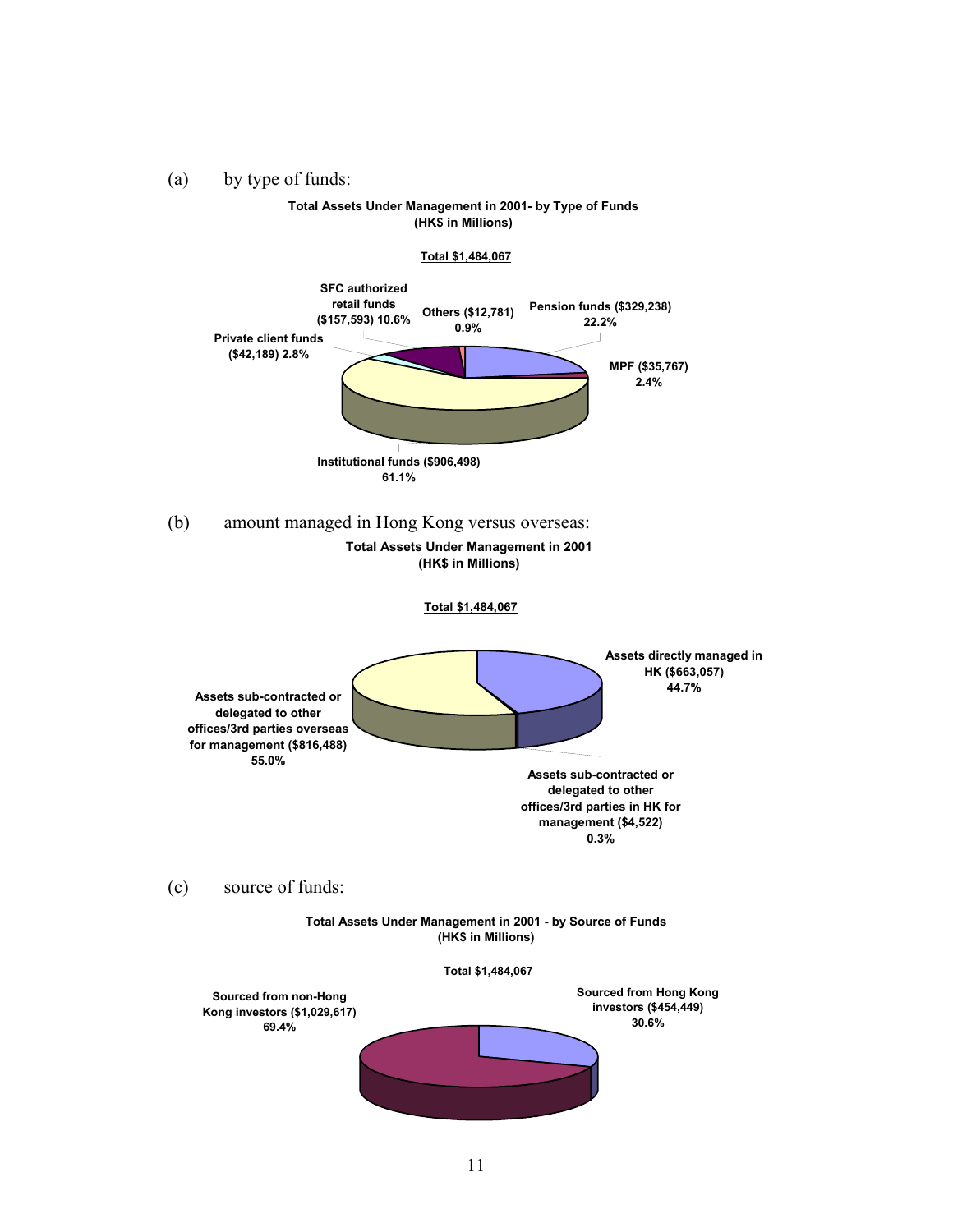(a) by type of funds:

**Total Assets Under Management in 2001- by Type of Funds**
**(HK$ in Millions)**

**Total $1,484,067**

- Pension funds ($329,238) 22.2%
- MPF ($35,767) 2.4%
- Institutional funds ($906,498) 61.1%
- Private client funds ($42,189) 2.8%
- SFC authorized retail funds ($157,593) 10.6%
- Others ($12,781) 0.9%

(b) amount managed in Hong Kong versus overseas:

**Total Assets Under Management in 2001**
**(HK$ in Millions)**

**Total $1,484,067**

- Assets directly managed in HK ($663,057) 44.7%
- Assets sub-contracted or delegated to other offices/3rd parties in HK for management ($4,522) 0.3%
- Assets sub-contracted or delegated to other offices/3rd parties overseas for management ($816,488) 55.0%

(c) source of funds:

**Total Assets Under Management in 2001 - by Source of Funds**
**(HK$ in Millions)**

**Total $1,484,067**

- Sourced from Hong Kong investors ($454,449) 30.6%
- Sourced from non-Hong Kong investors ($1,029,617) 69.4%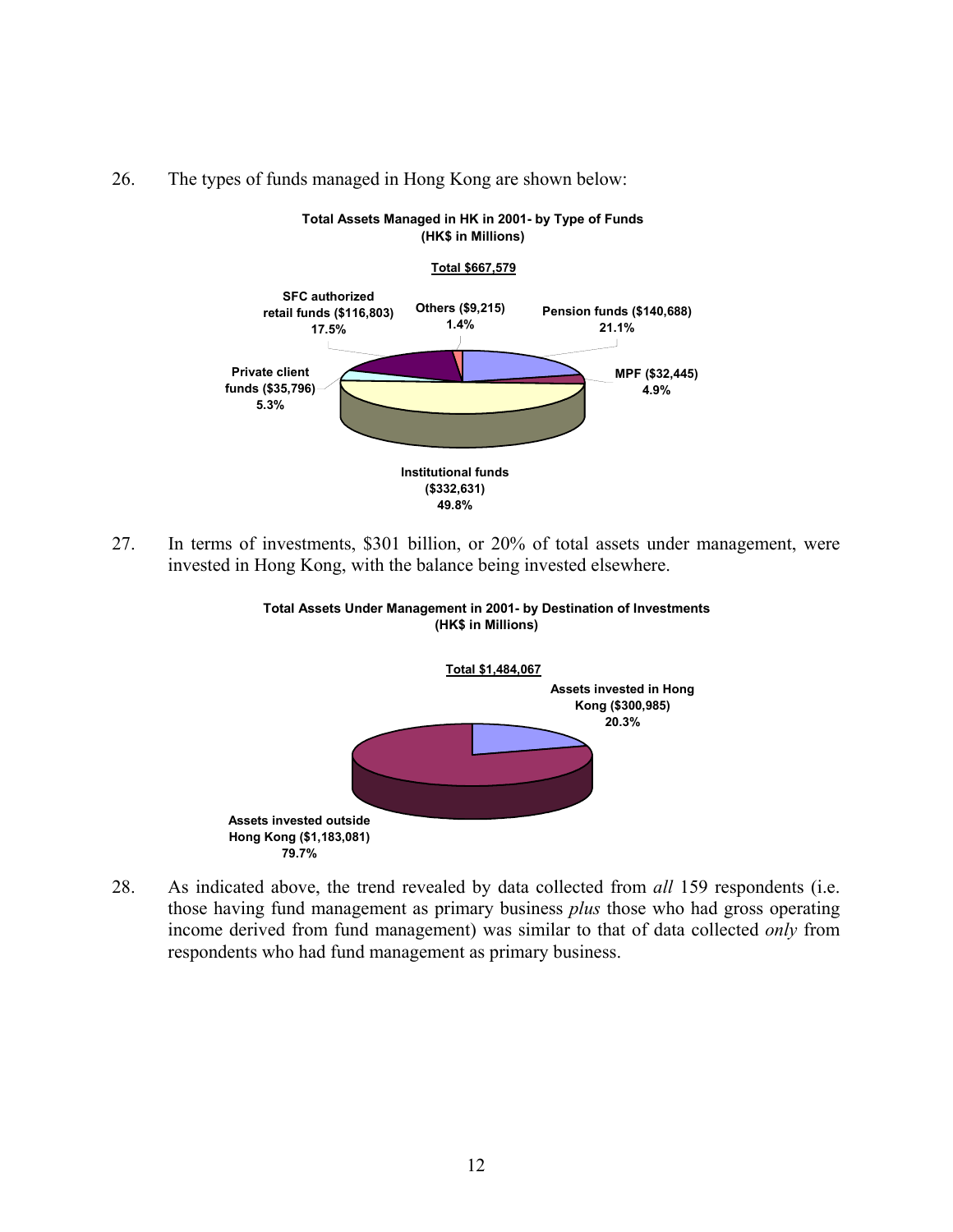26. The types of funds managed in Hong Kong are shown below:

**Total Assets Managed in HK in 2001- by Type of Funds (HK$ in Millions)**

**Total $667,579**

| Type of Funds | Amount (HK$ in Millions) | Percentage |
|---|---|---|
| Pension funds | $140,688 | 21.1% |
| MPF | $32,445 | 4.9% |
| Institutional funds | $332,631 | 49.8% |
| Private client funds | $35,796 | 5.3% |
| SFC authorized retail funds | $116,803 | 17.5% |
| Others | $9,215 | 1.4% |

27. In terms of investments, $301 billion, or 20% of total assets under management, were invested in Hong Kong, with the balance being invested elsewhere.

**Total Assets Under Management in 2001- by Destination of Investments (HK$ in Millions)**

**Total $1,484,067**

| Destination of Investments | Amount (HK$ in Millions) | Percentage |
|---|---|---|
| Assets invested in Hong Kong | $300,985 | 20.3% |
| Assets invested outside Hong Kong | $1,183,081 | 79.7% |

28. As indicated above, the trend revealed by data collected from *all* 159 respondents (i.e. those having fund management as primary business *plus* those who had gross operating income derived from fund management) was similar to that of data collected *only* from respondents who had fund management as primary business.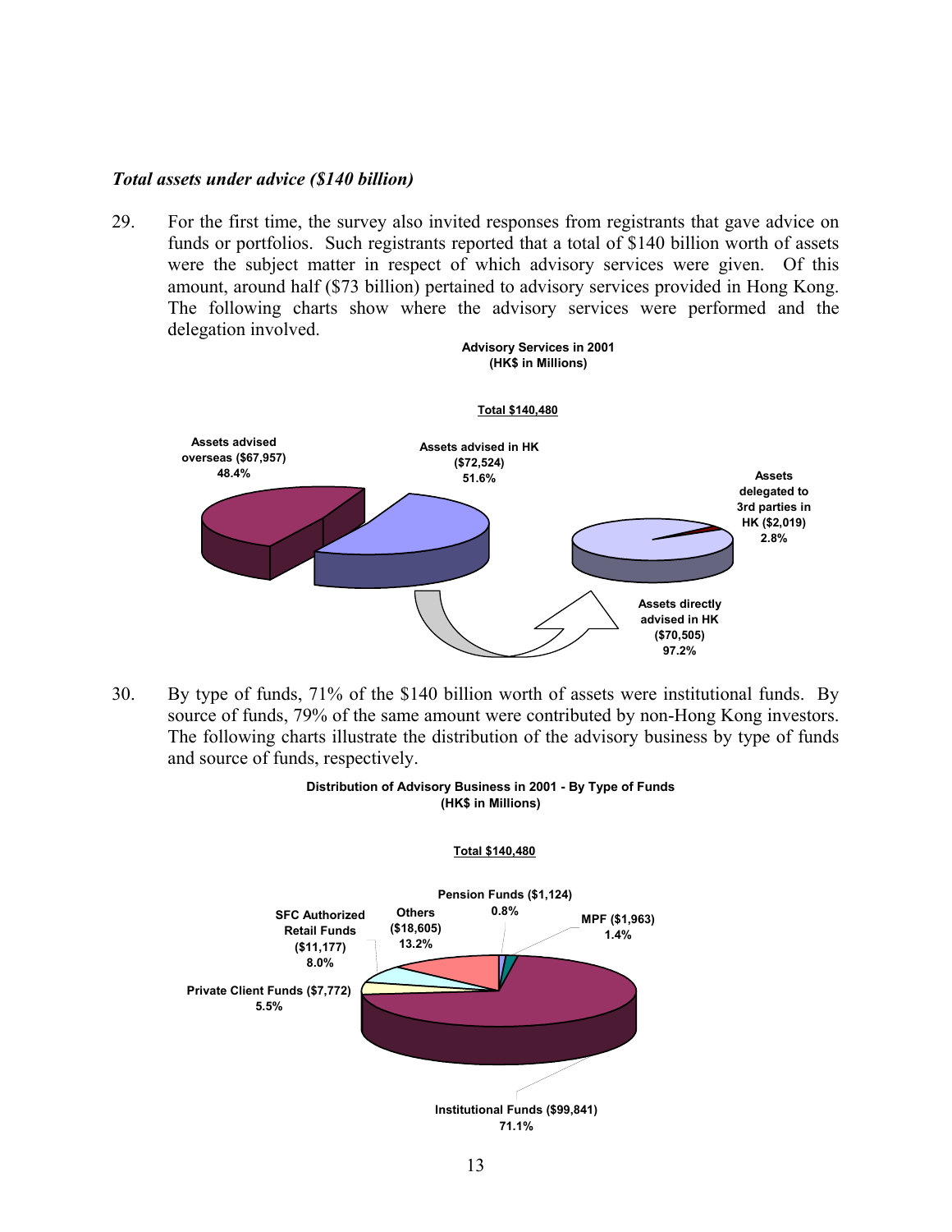*Total assets under advice ($140 billion)*

29. For the first time, the survey also invited responses from registrants that gave advice on funds or portfolios. Such registrants reported that a total of $140 billion worth of assets were the subject matter in respect of which advisory services were given. Of this amount, around half ($73 billion) pertained to advisory services provided in Hong Kong. The following charts show where the advisory services were performed and the delegation involved.

**Advisory Services in 2001**
**(HK$ in Millions)**

**Total $140,480**

**Assets advised overseas ($67,957) 48.4%**

**Assets advised in HK ($72,524) 51.6%**

**Assets delegated to 3rd parties in HK ($2,019) 2.8%**

**Assets directly advised in HK ($70,505) 97.2%**

30. By type of funds, 71% of the $140 billion worth of assets were institutional funds. By source of funds, 79% of the same amount were contributed by non-Hong Kong investors. The following charts illustrate the distribution of the advisory business by type of funds and source of funds, respectively.

**Distribution of Advisory Business in 2001 - By Type of Funds**
**(HK$ in Millions)**

**Total $140,480**

**Pension Funds ($1,124) 0.8%**

**MPF ($1,963) 1.4%**

**Others ($18,605) 13.2%**

**SFC Authorized Retail Funds ($11,177) 8.0%**

**Private Client Funds ($7,772) 5.5%**

**Institutional Funds ($99,841) 71.1%**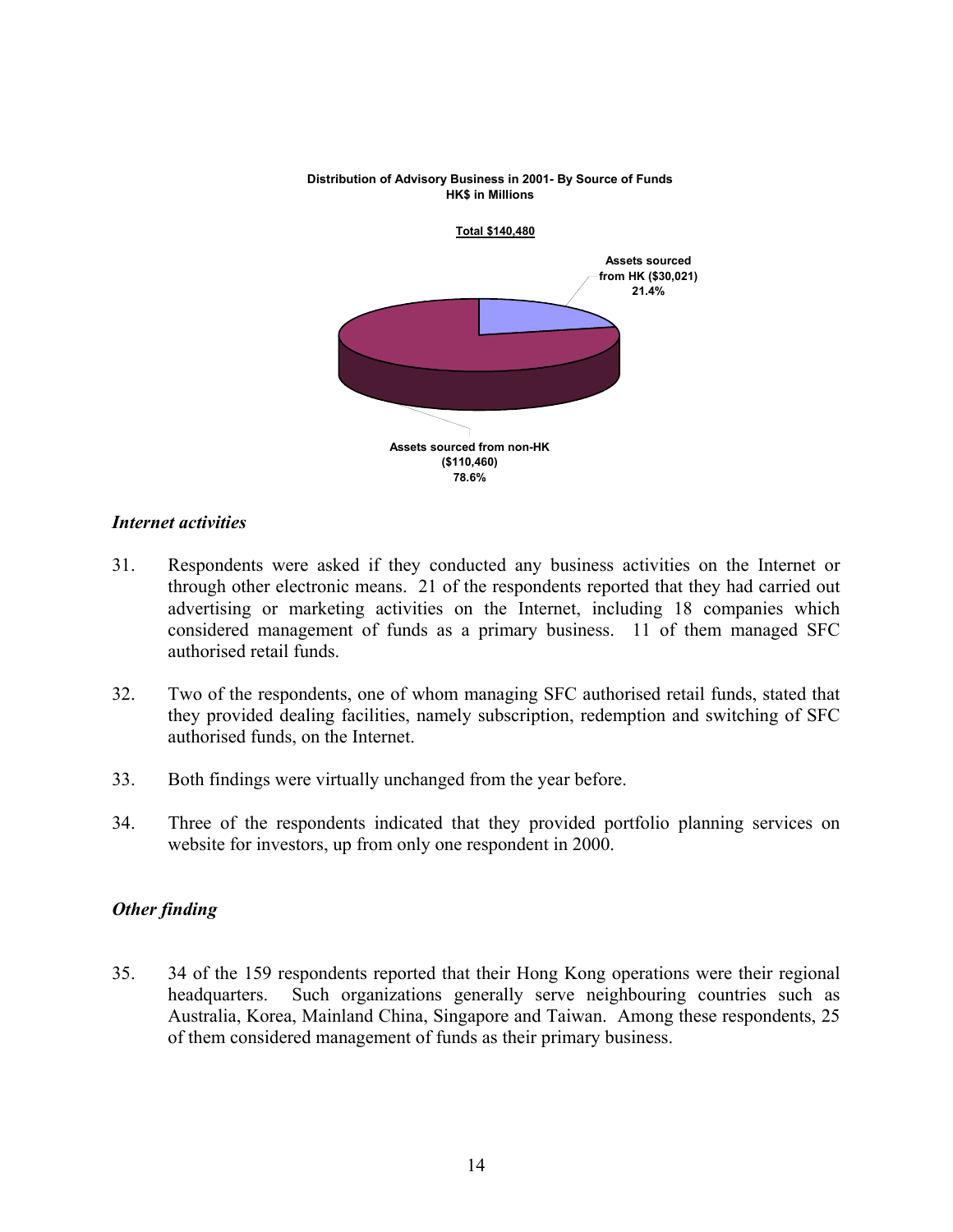**Distribution of Advisory Business in 2001- By Source of Funds**
**HK$ in Millions**

**Total $140,480**

**Assets sourced from HK ($30,021) 21.4%**

**Assets sourced from non-HK ($110,460) 78.6%**

### *Internet activities*

31. Respondents were asked if they conducted any business activities on the Internet or through other electronic means. 21 of the respondents reported that they had carried out advertising or marketing activities on the Internet, including 18 companies which considered management of funds as a primary business. 11 of them managed SFC authorised retail funds.

32. Two of the respondents, one of whom managing SFC authorised retail funds, stated that they provided dealing facilities, namely subscription, redemption and switching of SFC authorised funds, on the Internet.

33. Both findings were virtually unchanged from the year before.

34. Three of the respondents indicated that they provided portfolio planning services on website for investors, up from only one respondent in 2000.

### *Other finding*

35. 34 of the 159 respondents reported that their Hong Kong operations were their regional headquarters. Such organizations generally serve neighbouring countries such as Australia, Korea, Mainland China, Singapore and Taiwan. Among these respondents, 25 of them considered management of funds as their primary business.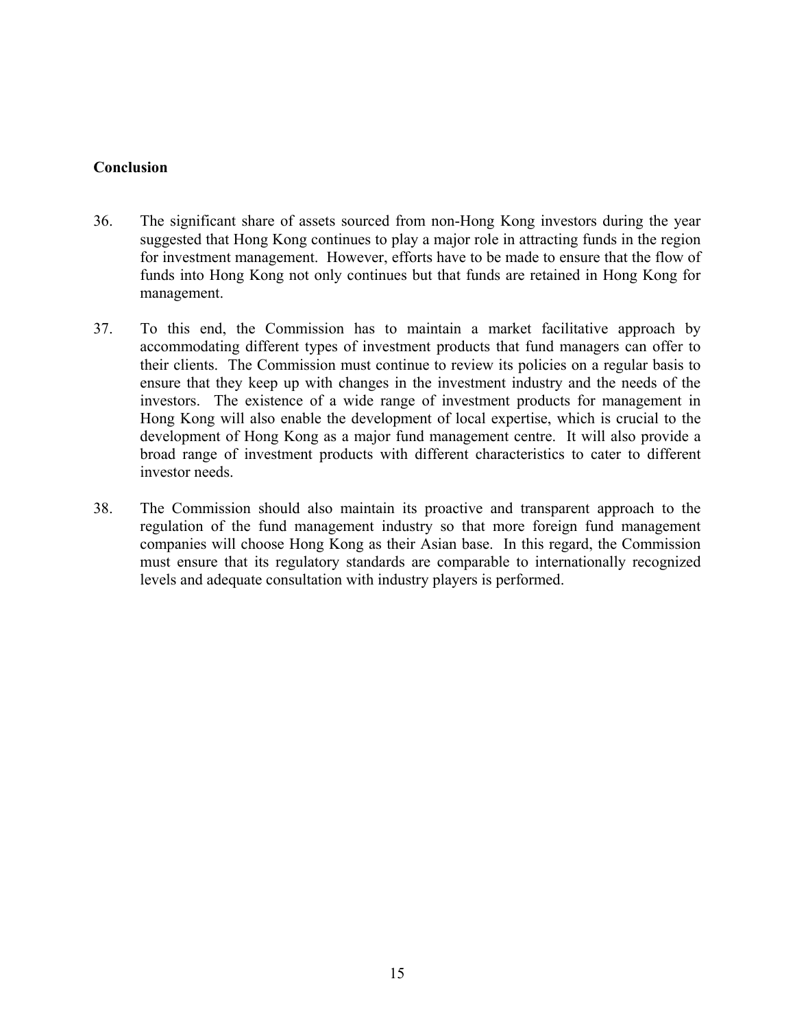**Conclusion**

36. The significant share of assets sourced from non-Hong Kong investors during the year suggested that Hong Kong continues to play a major role in attracting funds in the region for investment management. However, efforts have to be made to ensure that the flow of funds into Hong Kong not only continues but that funds are retained in Hong Kong for management.

37. To this end, the Commission has to maintain a market facilitative approach by accommodating different types of investment products that fund managers can offer to their clients. The Commission must continue to review its policies on a regular basis to ensure that they keep up with changes in the investment industry and the needs of the investors. The existence of a wide range of investment products for management in Hong Kong will also enable the development of local expertise, which is crucial to the development of Hong Kong as a major fund management centre. It will also provide a broad range of investment products with different characteristics to cater to different investor needs.

38. The Commission should also maintain its proactive and transparent approach to the regulation of the fund management industry so that more foreign fund management companies will choose Hong Kong as their Asian base. In this regard, the Commission must ensure that its regulatory standards are comparable to internationally recognized levels and adequate consultation with industry players is performed.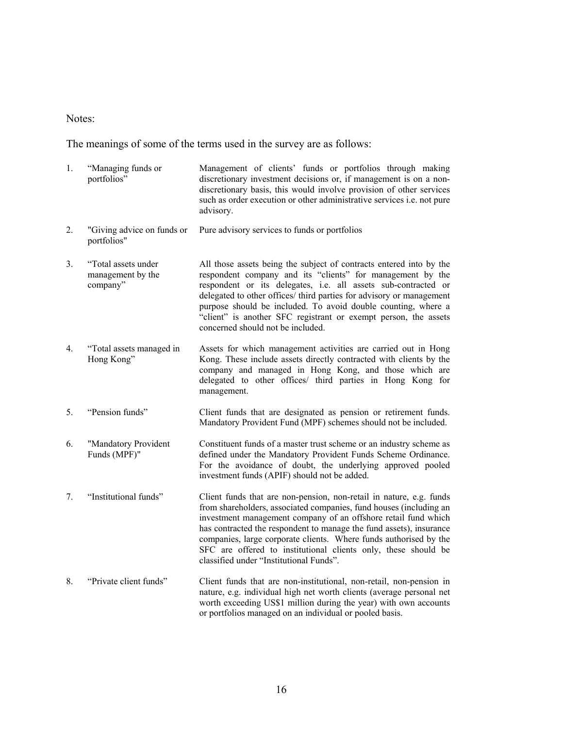Notes:

The meanings of some of the terms used in the survey are as follows:

| | Term | Meaning |
|---|---|---|
| 1. | "Managing funds or portfolios" | Management of clients' funds or portfolios through making discretionary investment decisions or, if management is on a non-discretionary basis, this would involve provision of other services such as order execution or other administrative services i.e. not pure advisory. |
| 2. | "Giving advice on funds or portfolios" | Pure advisory services to funds or portfolios |
| 3. | "Total assets under management by the company" | All those assets being the subject of contracts entered into by the respondent company and its "clients" for management by the respondent or its delegates, i.e. all assets sub-contracted or delegated to other offices/ third parties for advisory or management purpose should be included. To avoid double counting, where a "client" is another SFC registrant or exempt person, the assets concerned should not be included. |
| 4. | "Total assets managed in Hong Kong" | Assets for which management activities are carried out in Hong Kong. These include assets directly contracted with clients by the company and managed in Hong Kong, and those which are delegated to other offices/ third parties in Hong Kong for management. |
| 5. | "Pension funds" | Client funds that are designated as pension or retirement funds. Mandatory Provident Fund (MPF) schemes should not be included. |
| 6. | "Mandatory Provident Funds (MPF)" | Constituent funds of a master trust scheme or an industry scheme as defined under the Mandatory Provident Funds Scheme Ordinance. For the avoidance of doubt, the underlying approved pooled investment funds (APIF) should not be added. |
| 7. | "Institutional funds" | Client funds that are non-pension, non-retail in nature, e.g. funds from shareholders, associated companies, fund houses (including an investment management company of an offshore retail fund which has contracted the respondent to manage the fund assets), insurance companies, large corporate clients. Where funds authorised by the SFC are offered to institutional clients only, these should be classified under "Institutional Funds". |
| 8. | "Private client funds" | Client funds that are non-institutional, non-retail, non-pension in nature, e.g. individual high net worth clients (average personal net worth exceeding US$1 million during the year) with own accounts or portfolios managed on an individual or pooled basis. |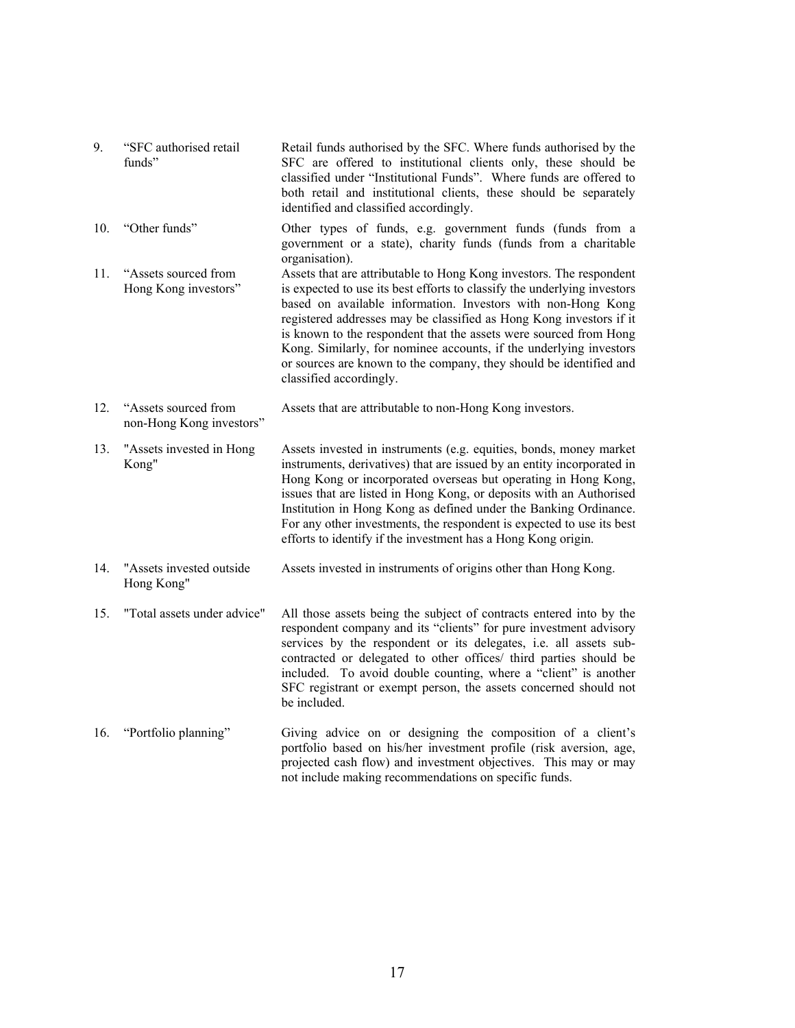| | | |
|---|---|---|
| 9. | "SFC authorised retail funds" | Retail funds authorised by the SFC. Where funds authorised by the SFC are offered to institutional clients only, these should be classified under "Institutional Funds". Where funds are offered to both retail and institutional clients, these should be separately identified and classified accordingly. |
| 10. | "Other funds" | Other types of funds, e.g. government funds (funds from a government or a state), charity funds (funds from a charitable organisation). |
| 11. | "Assets sourced from Hong Kong investors" | Assets that are attributable to Hong Kong investors. The respondent is expected to use its best efforts to classify the underlying investors based on available information. Investors with non-Hong Kong registered addresses may be classified as Hong Kong investors if it is known to the respondent that the assets were sourced from Hong Kong. Similarly, for nominee accounts, if the underlying investors or sources are known to the company, they should be identified and classified accordingly. |
| 12. | "Assets sourced from non-Hong Kong investors" | Assets that are attributable to non-Hong Kong investors. |
| 13. | "Assets invested in Hong Kong" | Assets invested in instruments (e.g. equities, bonds, money market instruments, derivatives) that are issued by an entity incorporated in Hong Kong or incorporated overseas but operating in Hong Kong, issues that are listed in Hong Kong, or deposits with an Authorised Institution in Hong Kong as defined under the Banking Ordinance. For any other investments, the respondent is expected to use its best efforts to identify if the investment has a Hong Kong origin. |
| 14. | "Assets invested outside Hong Kong" | Assets invested in instruments of origins other than Hong Kong. |
| 15. | "Total assets under advice" | All those assets being the subject of contracts entered into by the respondent company and its "clients" for pure investment advisory services by the respondent or its delegates, i.e. all assets sub-contracted or delegated to other offices/ third parties should be included. To avoid double counting, where a "client" is another SFC registrant or exempt person, the assets concerned should not be included. |
| 16. | "Portfolio planning" | Giving advice on or designing the composition of a client's portfolio based on his/her investment profile (risk aversion, age, projected cash flow) and investment objectives. This may or may not include making recommendations on specific funds. |